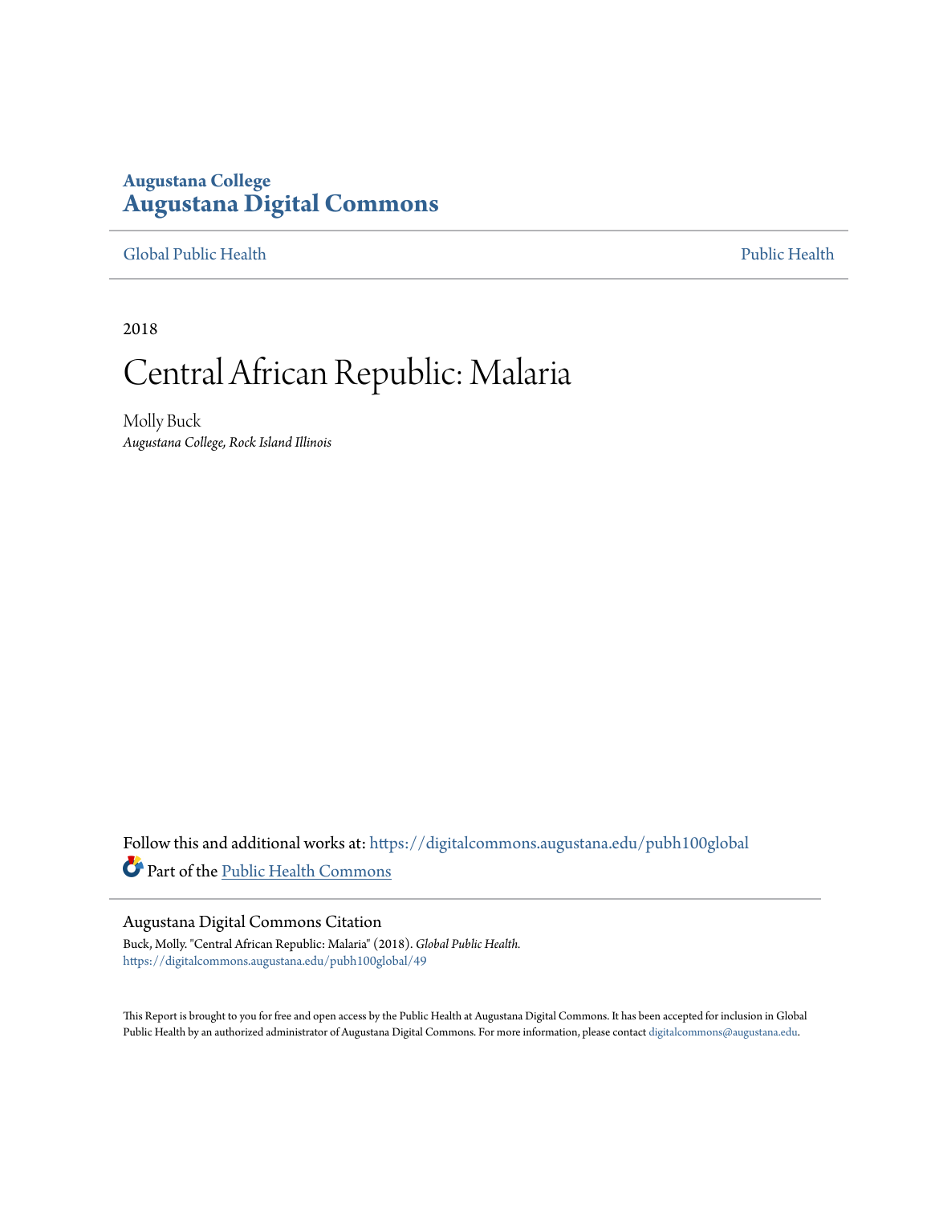Augustana College

# Augustana Digital Commons

Global Public Health | Public Health

2018

# Central African Republic: Malaria

Molly Buck
*Augustana College, Rock Island Illinois*

Follow this and additional works at: https://digitalcommons.augustana.edu/pubh100global

Part of the Public Health Commons

## Augustana Digital Commons Citation

Buck, Molly. "Central African Republic: Malaria" (2018). *Global Public Health.*
https://digitalcommons.augustana.edu/pubh100global/49

This Report is brought to you for free and open access by the Public Health at Augustana Digital Commons. It has been accepted for inclusion in Global Public Health by an authorized administrator of Augustana Digital Commons. For more information, please contact digitalcommons@augustana.edu.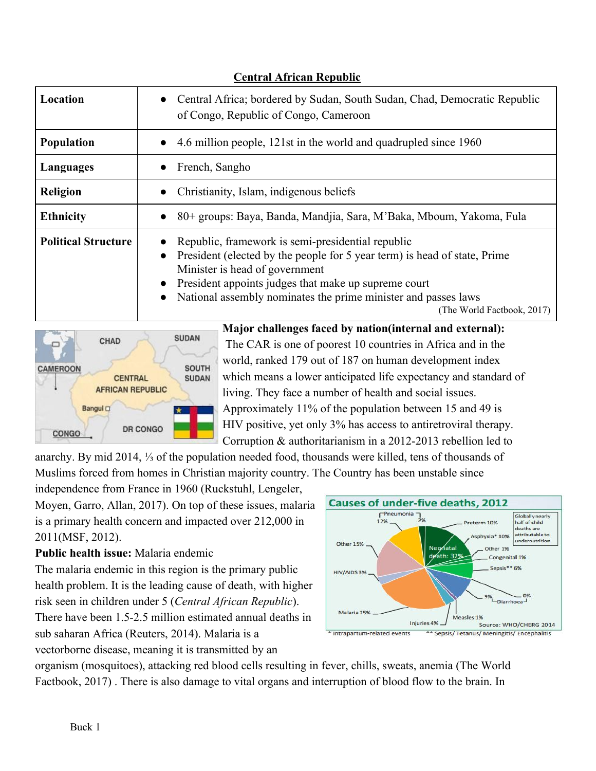## Central African Republic

| | |
|---|---|
| **Location** | ● Central Africa; bordered by Sudan, South Sudan, Chad, Democratic Republic of Congo, Republic of Congo, Cameroon |
| **Population** | ● 4.6 million people, 121st in the world and quadrupled since 1960 |
| **Languages** | ● French, Sangho |
| **Religion** | ● Christianity, Islam, indigenous beliefs |
| **Ethnicity** | ● 80+ groups: Baya, Banda, Mandjia, Sara, M'Baka, Mboum, Yakoma, Fula |
| **Political Structure** | ● Republic, framework is semi-presidential republic<br>● President (elected by the people for 5 year term) is head of state, Prime Minister is head of government<br>● President appoints judges that make up supreme court<br>● National assembly nominates the prime minister and passes laws<br>(The World Factbook, 2017) |

**Major challenges faced by nation(internal and external):** The CAR is one of poorest 10 countries in Africa and in the world, ranked 179 out of 187 on human development index which means a lower anticipated life expectancy and standard of living. They face a number of health and social issues. Approximately 11% of the population between 15 and 49 is HIV positive, yet only 3% has access to antiretroviral therapy. Corruption & authoritarianism in a 2012-2013 rebellion led to anarchy. By mid 2014, ⅓ of the population needed food, thousands were killed, tens of thousands of Muslims forced from homes in Christian majority country. The Country has been unstable since independence from France in 1960 (Ruckstuhl, Lengeler, Moyen, Garro, Allan, 2017). On top of these issues, malaria is a primary health concern and impacted over 212,000 in 2011(MSF, 2012).

**Public health issue:** Malaria endemic

The malaria endemic in this region is the primary public health problem. It is the leading cause of death, with higher risk seen in children under 5 (*Central African Republic*). There have been 1.5-2.5 million estimated annual deaths in sub saharan Africa (Reuters, 2014). Malaria is a vectorborne disease, meaning it is transmitted by an organism (mosquitoes), attacking red blood cells resulting in fever, chills, sweats, anemia (The World Factbook, 2017) . There is also damage to vital organs and interruption of blood flow to the brain. In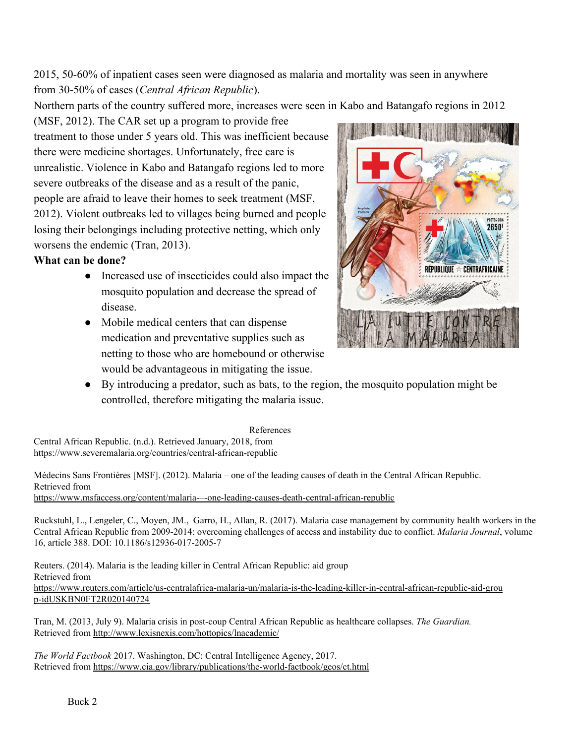2015, 50-60% of inpatient cases seen were diagnosed as malaria and mortality was seen in anywhere from 30-50% of cases (*Central African Republic*).

Northern parts of the country suffered more, increases were seen in Kabo and Batangafo regions in 2012 (MSF, 2012). The CAR set up a program to provide free treatment to those under 5 years old. This was inefficient because there were medicine shortages. Unfortunately, free care is unrealistic. Violence in Kabo and Batangafo regions led to more severe outbreaks of the disease and as a result of the panic, people are afraid to leave their homes to seek treatment (MSF, 2012). Violent outbreaks led to villages being burned and people losing their belongings including protective netting, which only worsens the endemic (Tran, 2013).

**What can be done?**

- Increased use of insecticides could also impact the mosquito population and decrease the spread of disease.
- Mobile medical centers that can dispense medication and preventative supplies such as netting to those who are homebound or otherwise would be advantageous in mitigating the issue.
- By introducing a predator, such as bats, to the region, the mosquito population might be controlled, therefore mitigating the malaria issue.

References

Central African Republic. (n.d.). Retrieved January, 2018, from https://www.severemalaria.org/countries/central-african-republic

Médecins Sans Frontières [MSF]. (2012). Malaria – one of the leading causes of death in the Central African Republic. Retrieved from https://www.msfaccess.org/content/malaria-–-one-leading-causes-death-central-african-republic

Ruckstuhl, L., Lengeler, C., Moyen, JM., Garro, H., Allan, R. (2017). Malaria case management by community health workers in the Central African Republic from 2009-2014: overcoming challenges of access and instability due to conflict. *Malaria Journal*, volume 16, article 388. DOI: 10.1186/s12936-017-2005-7

Reuters. (2014). Malaria is the leading killer in Central African Republic: aid group Retrieved from https://www.reuters.com/article/us-centralafrica-malaria-un/malaria-is-the-leading-killer-in-central-african-republic-aid-group-idUSKBN0FT2R020140724

Tran, M. (2013, July 9). Malaria crisis in post-coup Central African Republic as healthcare collapses. *The Guardian.* Retrieved from http://www.lexisnexis.com/hottopics/lnacademic/

*The World Factbook* 2017. Washington, DC: Central Intelligence Agency, 2017. Retrieved from https://www.cia.gov/library/publications/the-world-factbook/geos/ct.html